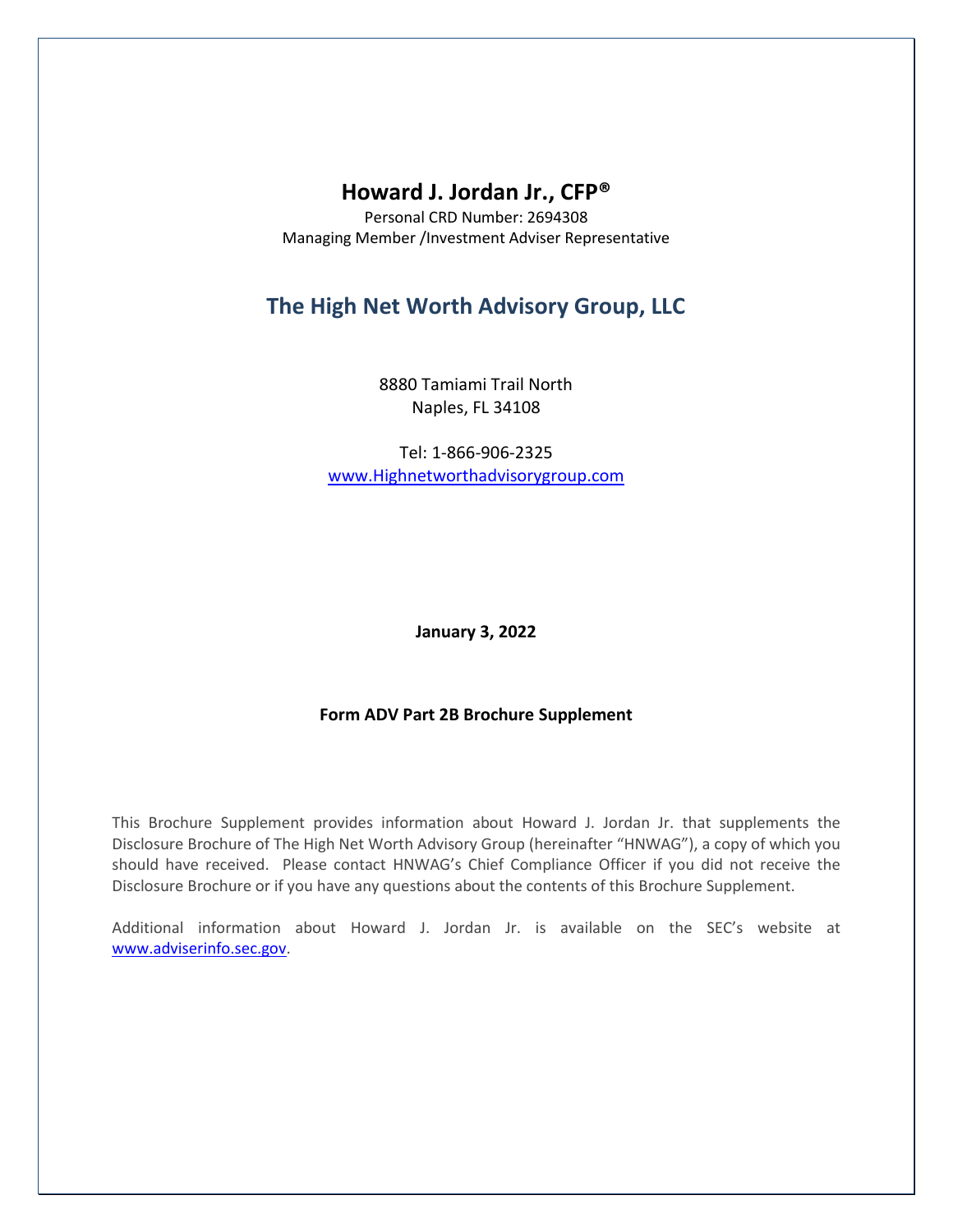# Howard J. Jordan Jr., CFP®

Personal CRD Number: 2694308
Managing Member /Investment Adviser Representative

## The High Net Worth Advisory Group, LLC

8880 Tamiami Trail North
Naples, FL 34108

Tel: 1-866-906-2325
www.Highnetworthadvisorygroup.com

**January 3, 2022**

**Form ADV Part 2B Brochure Supplement**

This Brochure Supplement provides information about Howard J. Jordan Jr. that supplements the Disclosure Brochure of The High Net Worth Advisory Group (hereinafter "HNWAG"), a copy of which you should have received. Please contact HNWAG's Chief Compliance Officer if you did not receive the Disclosure Brochure or if you have any questions about the contents of this Brochure Supplement.

Additional information about Howard J. Jordan Jr. is available on the SEC's website at www.adviserinfo.sec.gov.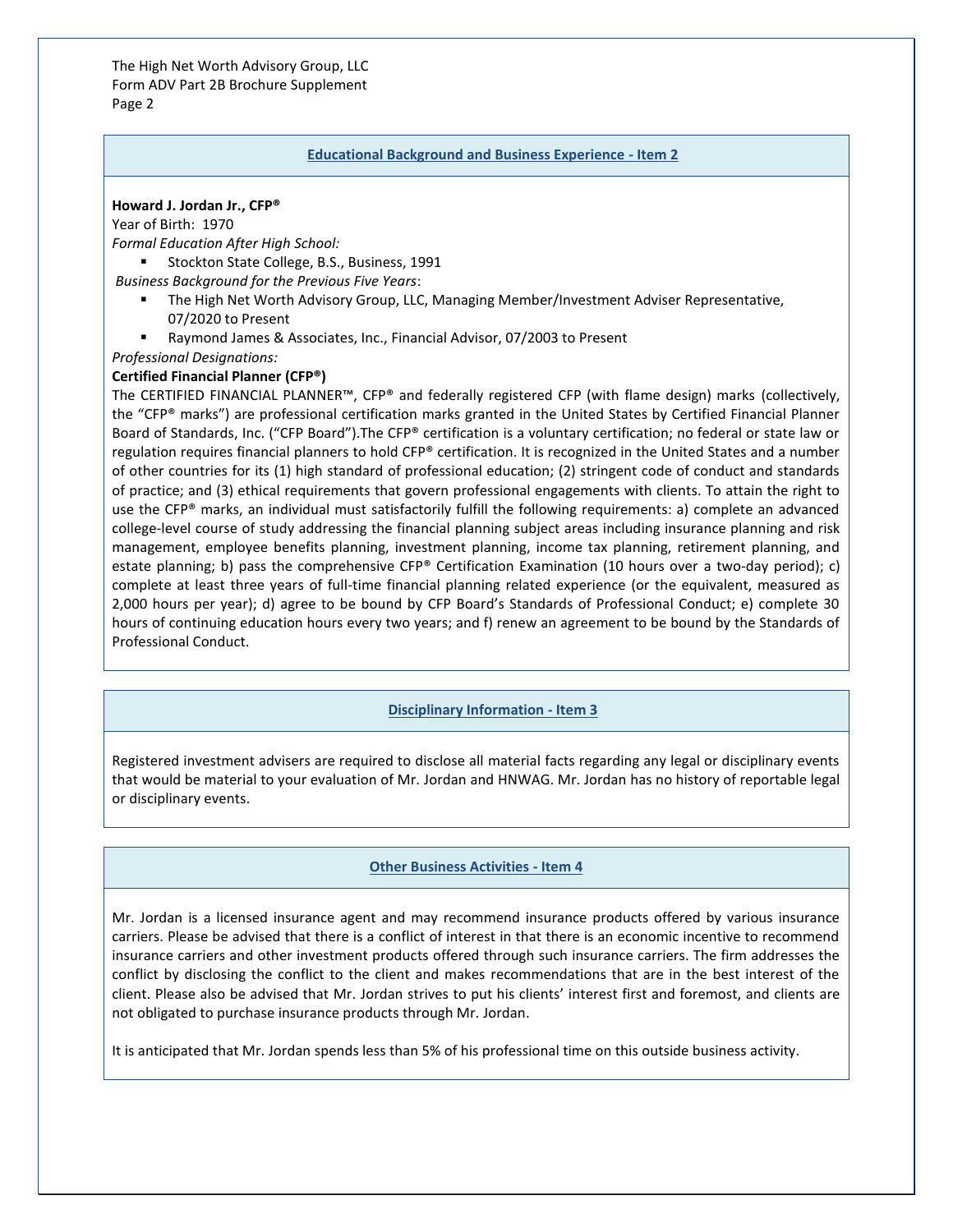## Educational Background and Business Experience - Item 2

**Howard J. Jordan Jr., CFP®**

Year of Birth: 1970

*Formal Education After High School:*

- Stockton State College, B.S., Business, 1991

*Business Background for the Previous Five Years*:

- The High Net Worth Advisory Group, LLC, Managing Member/Investment Adviser Representative, 07/2020 to Present
- Raymond James & Associates, Inc., Financial Advisor, 07/2003 to Present

*Professional Designations:*

**Certified Financial Planner (CFP®)**

The CERTIFIED FINANCIAL PLANNER™, CFP® and federally registered CFP (with flame design) marks (collectively, the "CFP® marks") are professional certification marks granted in the United States by Certified Financial Planner Board of Standards, Inc. ("CFP Board").The CFP® certification is a voluntary certification; no federal or state law or regulation requires financial planners to hold CFP® certification. It is recognized in the United States and a number of other countries for its (1) high standard of professional education; (2) stringent code of conduct and standards of practice; and (3) ethical requirements that govern professional engagements with clients. To attain the right to use the CFP® marks, an individual must satisfactorily fulfill the following requirements: a) complete an advanced college-level course of study addressing the financial planning subject areas including insurance planning and risk management, employee benefits planning, investment planning, income tax planning, retirement planning, and estate planning; b) pass the comprehensive CFP® Certification Examination (10 hours over a two-day period); c) complete at least three years of full-time financial planning related experience (or the equivalent, measured as 2,000 hours per year); d) agree to be bound by CFP Board's Standards of Professional Conduct; e) complete 30 hours of continuing education hours every two years; and f) renew an agreement to be bound by the Standards of Professional Conduct.

## Disciplinary Information - Item 3

Registered investment advisers are required to disclose all material facts regarding any legal or disciplinary events that would be material to your evaluation of Mr. Jordan and HNWAG. Mr. Jordan has no history of reportable legal or disciplinary events.

## Other Business Activities - Item 4

Mr. Jordan is a licensed insurance agent and may recommend insurance products offered by various insurance carriers. Please be advised that there is a conflict of interest in that there is an economic incentive to recommend insurance carriers and other investment products offered through such insurance carriers. The firm addresses the conflict by disclosing the conflict to the client and makes recommendations that are in the best interest of the client. Please also be advised that Mr. Jordan strives to put his clients' interest first and foremost, and clients are not obligated to purchase insurance products through Mr. Jordan.

It is anticipated that Mr. Jordan spends less than 5% of his professional time on this outside business activity.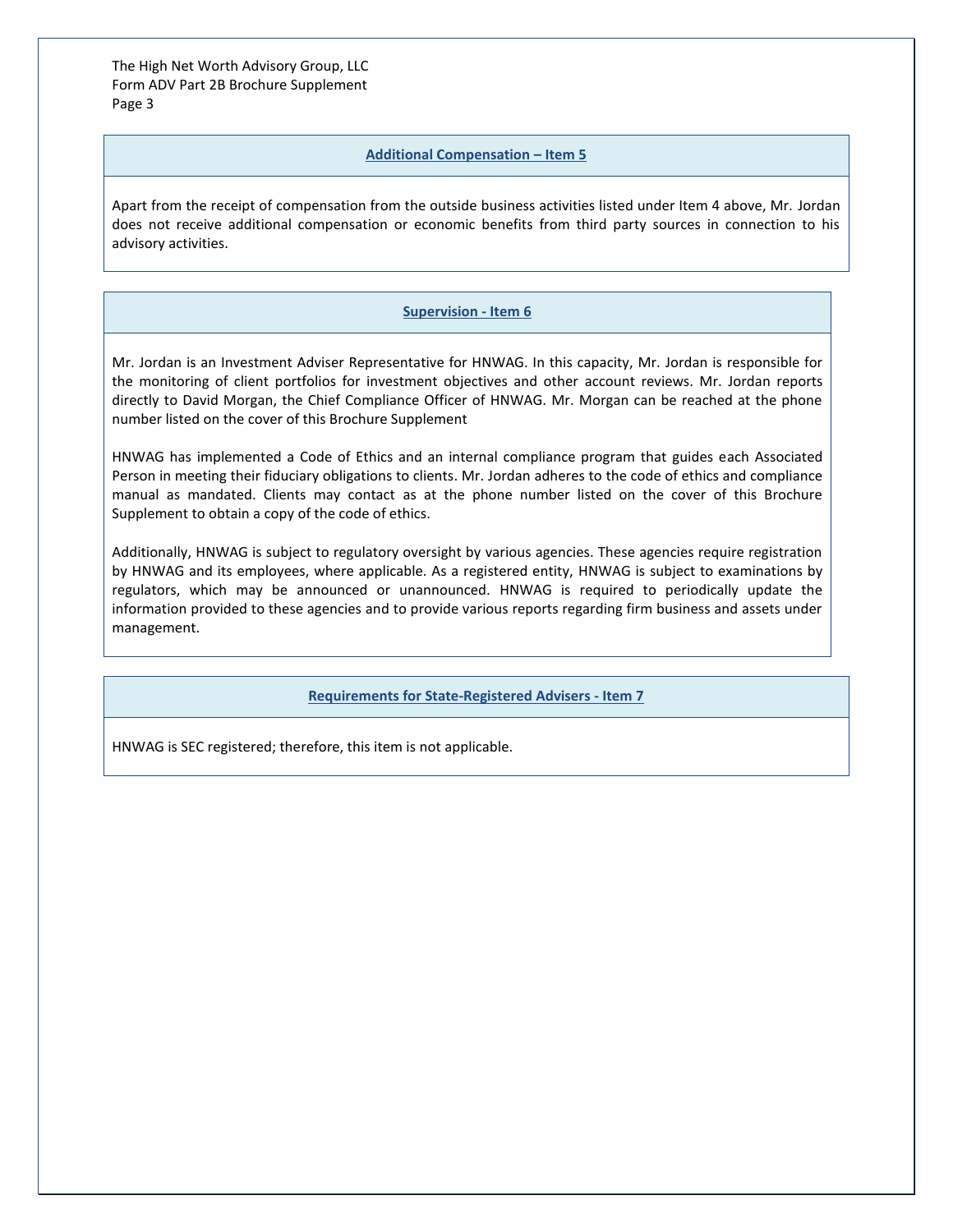## Additional Compensation – Item 5

Apart from the receipt of compensation from the outside business activities listed under Item 4 above, Mr. Jordan does not receive additional compensation or economic benefits from third party sources in connection to his advisory activities.

## Supervision - Item 6

Mr. Jordan is an Investment Adviser Representative for HNWAG. In this capacity, Mr. Jordan is responsible for the monitoring of client portfolios for investment objectives and other account reviews. Mr. Jordan reports directly to David Morgan, the Chief Compliance Officer of HNWAG. Mr. Morgan can be reached at the phone number listed on the cover of this Brochure Supplement

HNWAG has implemented a Code of Ethics and an internal compliance program that guides each Associated Person in meeting their fiduciary obligations to clients. Mr. Jordan adheres to the code of ethics and compliance manual as mandated. Clients may contact as at the phone number listed on the cover of this Brochure Supplement to obtain a copy of the code of ethics.

Additionally, HNWAG is subject to regulatory oversight by various agencies. These agencies require registration by HNWAG and its employees, where applicable. As a registered entity, HNWAG is subject to examinations by regulators, which may be announced or unannounced. HNWAG is required to periodically update the information provided to these agencies and to provide various reports regarding firm business and assets under management.

## Requirements for State-Registered Advisers - Item 7

HNWAG is SEC registered; therefore, this item is not applicable.